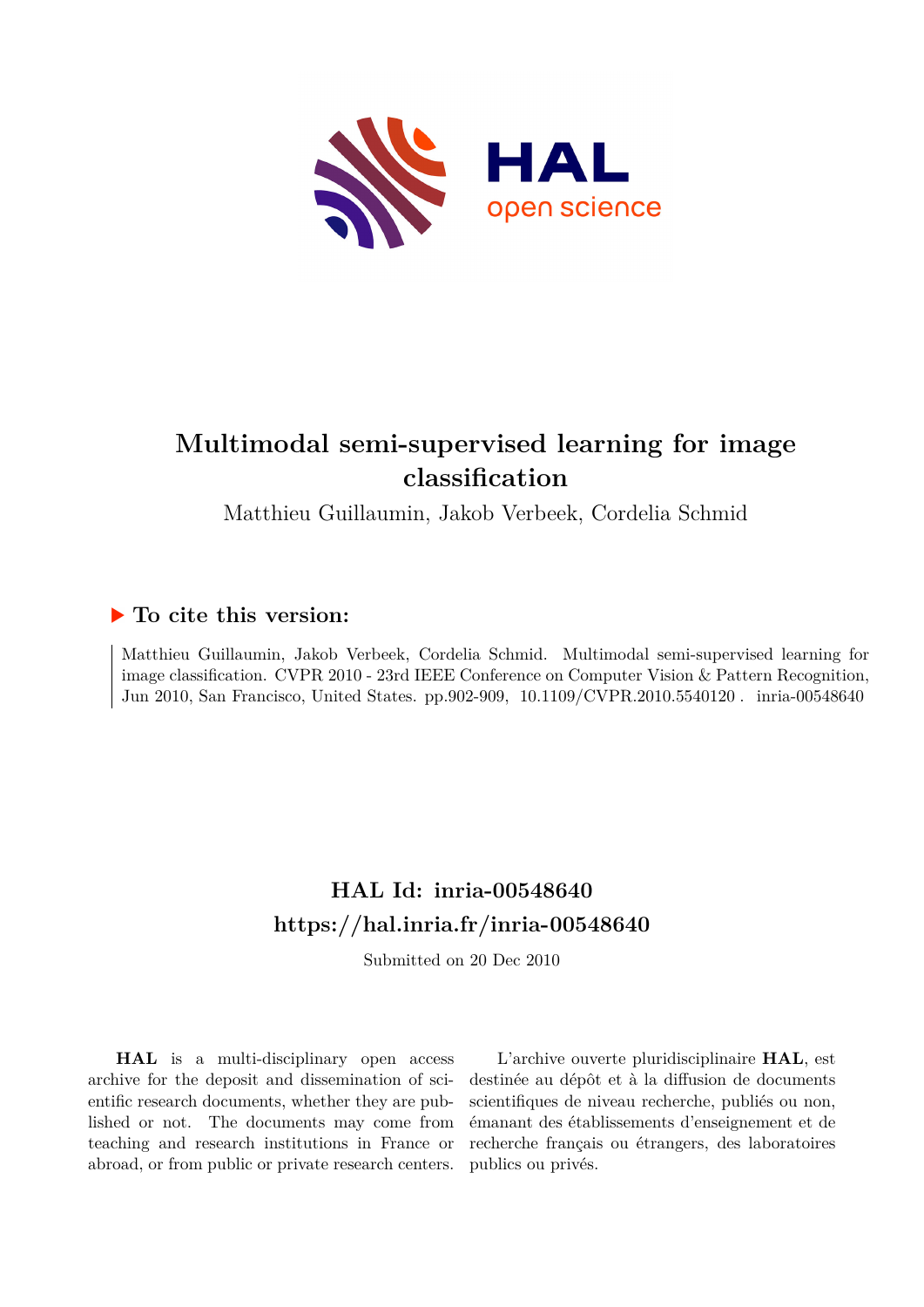# Multimodal semi-supervised learning for image classification

Matthieu Guillaumin, Jakob Verbeek, Cordelia Schmid

## ▶ To cite this version:

Matthieu Guillaumin, Jakob Verbeek, Cordelia Schmid. Multimodal semi-supervised learning for image classification. CVPR 2010 - 23rd IEEE Conference on Computer Vision & Pattern Recognition, Jun 2010, San Francisco, United States. pp.902-909, 10.1109/CVPR.2010.5540120 . inria-00548640

## HAL Id: inria-00548640
## https://hal.inria.fr/inria-00548640

Submitted on 20 Dec 2010

**HAL** is a multi-disciplinary open access archive for the deposit and dissemination of scientific research documents, whether they are published or not. The documents may come from teaching and research institutions in France or abroad, or from public or private research centers.

L'archive ouverte pluridisciplinaire **HAL**, est destinée au dépôt et à la diffusion de documents scientifiques de niveau recherche, publiés ou non, émanant des établissements d'enseignement et de recherche français ou étrangers, des laboratoires publics ou privés.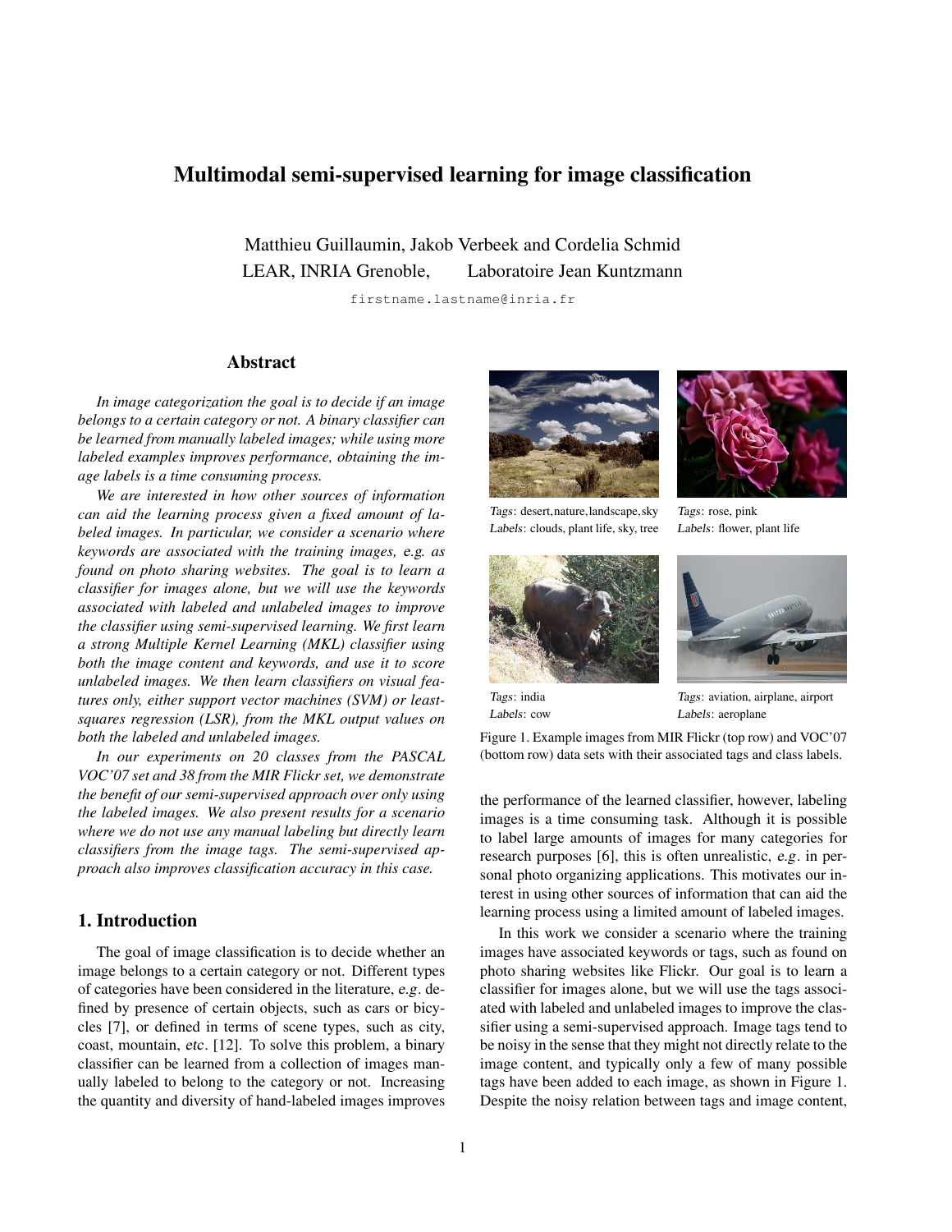# Multimodal semi-supervised learning for image classification

Matthieu Guillaumin, Jakob Verbeek and Cordelia Schmid
LEAR, INRIA Grenoble, Laboratoire Jean Kuntzmann

firstname.lastname@inria.fr

## Abstract

*In image categorization the goal is to decide if an image belongs to a certain category or not. A binary classifier can be learned from manually labeled images; while using more labeled examples improves performance, obtaining the image labels is a time consuming process.*

*We are interested in how other sources of information can aid the learning process given a fixed amount of labeled images. In particular, we consider a scenario where keywords are associated with the training images, e.g. as found on photo sharing websites. The goal is to learn a classifier for images alone, but we will use the keywords associated with labeled and unlabeled images to improve the classifier using semi-supervised learning. We first learn a strong Multiple Kernel Learning (MKL) classifier using both the image content and keywords, and use it to score unlabeled images. We then learn classifiers on visual features only, either support vector machines (SVM) or least-squares regression (LSR), from the MKL output values on both the labeled and unlabeled images.*

*In our experiments on 20 classes from the PASCAL VOC'07 set and 38 from the MIR Flickr set, we demonstrate the benefit of our semi-supervised approach over only using the labeled images. We also present results for a scenario where we do not use any manual labeling but directly learn classifiers from the image tags. The semi-supervised approach also improves classification accuracy in this case.*

*Tags*: desert,nature,landscape,sky
*Labels*: clouds, plant life, sky, tree

*Tags*: rose, pink
*Labels*: flower, plant life

*Tags*: india
*Labels*: cow

*Tags*: aviation, airplane, airport
*Labels*: aeroplane

Figure 1. Example images from MIR Flickr (top row) and VOC'07 (bottom row) data sets with their associated tags and class labels.

## 1. Introduction

The goal of image classification is to decide whether an image belongs to a certain category or not. Different types of categories have been considered in the literature, *e.g.* defined by presence of certain objects, such as cars or bicycles [7], or defined in terms of scene types, such as city, coast, mountain, *etc*. [12]. To solve this problem, a binary classifier can be learned from a collection of images manually labeled to belong to the category or not. Increasing the quantity and diversity of hand-labeled images improves the performance of the learned classifier, however, labeling images is a time consuming task. Although it is possible to label large amounts of images for many categories for research purposes [6], this is often unrealistic, *e.g.* in personal photo organizing applications. This motivates our interest in using other sources of information that can aid the learning process using a limited amount of labeled images.

In this work we consider a scenario where the training images have associated keywords or tags, such as found on photo sharing websites like Flickr. Our goal is to learn a classifier for images alone, but we will use the tags associated with labeled and unlabeled images to improve the classifier using a semi-supervised approach. Image tags tend to be noisy in the sense that they might not directly relate to the image content, and typically only a few of many possible tags have been added to each image, as shown in Figure 1. Despite the noisy relation between tags and image content,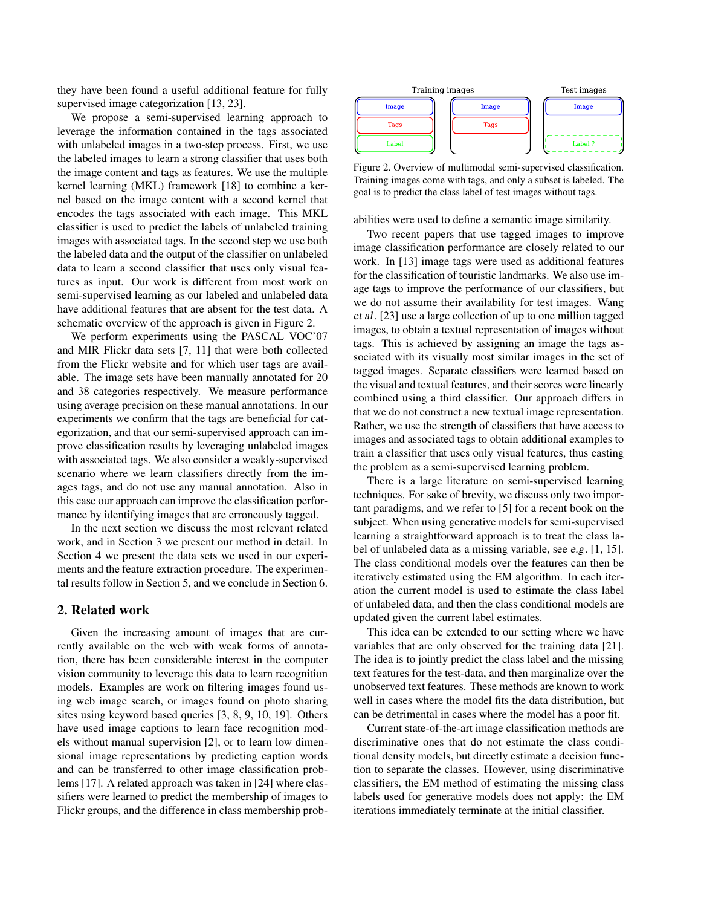they have been found a useful additional feature for fully supervised image categorization [13, 23].

We propose a semi-supervised learning approach to leverage the information contained in the tags associated with unlabeled images in a two-step process. First, we use the labeled images to learn a strong classifier that uses both the image content and tags as features. We use the multiple kernel learning (MKL) framework [18] to combine a kernel based on the image content with a second kernel that encodes the tags associated with each image. This MKL classifier is used to predict the labels of unlabeled training images with associated tags. In the second step we use both the labeled data and the output of the classifier on unlabeled data to learn a second classifier that uses only visual features as input. Our work is different from most work on semi-supervised learning as our labeled and unlabeled data have additional features that are absent for the test data. A schematic overview of the approach is given in Figure 2.

We perform experiments using the PASCAL VOC'07 and MIR Flickr data sets [7, 11] that were both collected from the Flickr website and for which user tags are available. The image sets have been manually annotated for 20 and 38 categories respectively. We measure performance using average precision on these manual annotations. In our experiments we confirm that the tags are beneficial for categorization, and that our semi-supervised approach can improve classification results by leveraging unlabeled images with associated tags. We also consider a weakly-supervised scenario where we learn classifiers directly from the images tags, and do not use any manual annotation. Also in this case our approach can improve the classification performance by identifying images that are erroneously tagged.

In the next section we discuss the most relevant related work, and in Section 3 we present our method in detail. In Section 4 we present the data sets we used in our experiments and the feature extraction procedure. The experimental results follow in Section 5, and we conclude in Section 6.

## 2. Related work

Given the increasing amount of images that are currently available on the web with weak forms of annotation, there has been considerable interest in the computer vision community to leverage this data to learn recognition models. Examples are work on filtering images found using web image search, or images found on photo sharing sites using keyword based queries [3, 8, 9, 10, 19]. Others have used image captions to learn face recognition models without manual supervision [2], or to learn low dimensional image representations by predicting caption words and can be transferred to other image classification problems [17]. A related approach was taken in [24] where classifiers were learned to predict the membership of images to Flickr groups, and the difference in class membership probabilities were used to define a semantic image similarity.

Training images

Test images

Image

Tags

Label

Image

Tags

Image

Label ?

Figure 2. Overview of multimodal semi-supervised classification. Training images come with tags, and only a subset is labeled. The goal is to predict the class label of test images without tags.

Two recent papers that use tagged images to improve image classification performance are closely related to our work. In [13] image tags were used as additional features for the classification of touristic landmarks. We also use image tags to improve the performance of our classifiers, but we do not assume their availability for test images. Wang *et al*. [23] use a large collection of up to one million tagged images, to obtain a textual representation of images without tags. This is achieved by assigning an image the tags associated with its visually most similar images in the set of tagged images. Separate classifiers were learned based on the visual and textual features, and their scores were linearly combined using a third classifier. Our approach differs in that we do not construct a new textual image representation. Rather, we use the strength of classifiers that have access to images and associated tags to obtain additional examples to train a classifier that uses only visual features, thus casting the problem as a semi-supervised learning problem.

There is a large literature on semi-supervised learning techniques. For sake of brevity, we discuss only two important paradigms, and we refer to [5] for a recent book on the subject. When using generative models for semi-supervised learning a straightforward approach is to treat the class label of unlabeled data as a missing variable, see *e.g*. [1, 15]. The class conditional models over the features can then be iteratively estimated using the EM algorithm. In each iteration the current model is used to estimate the class label of unlabeled data, and then the class conditional models are updated given the current label estimates.

This idea can be extended to our setting where we have variables that are only observed for the training data [21]. The idea is to jointly predict the class label and the missing text features for the test-data, and then marginalize over the unobserved text features. These methods are known to work well in cases where the model fits the data distribution, but can be detrimental in cases where the model has a poor fit.

Current state-of-the-art image classification methods are discriminative ones that do not estimate the class conditional density models, but directly estimate a decision function to separate the classes. However, using discriminative classifiers, the EM method of estimating the missing class labels used for generative models does not apply: the EM iterations immediately terminate at the initial classifier.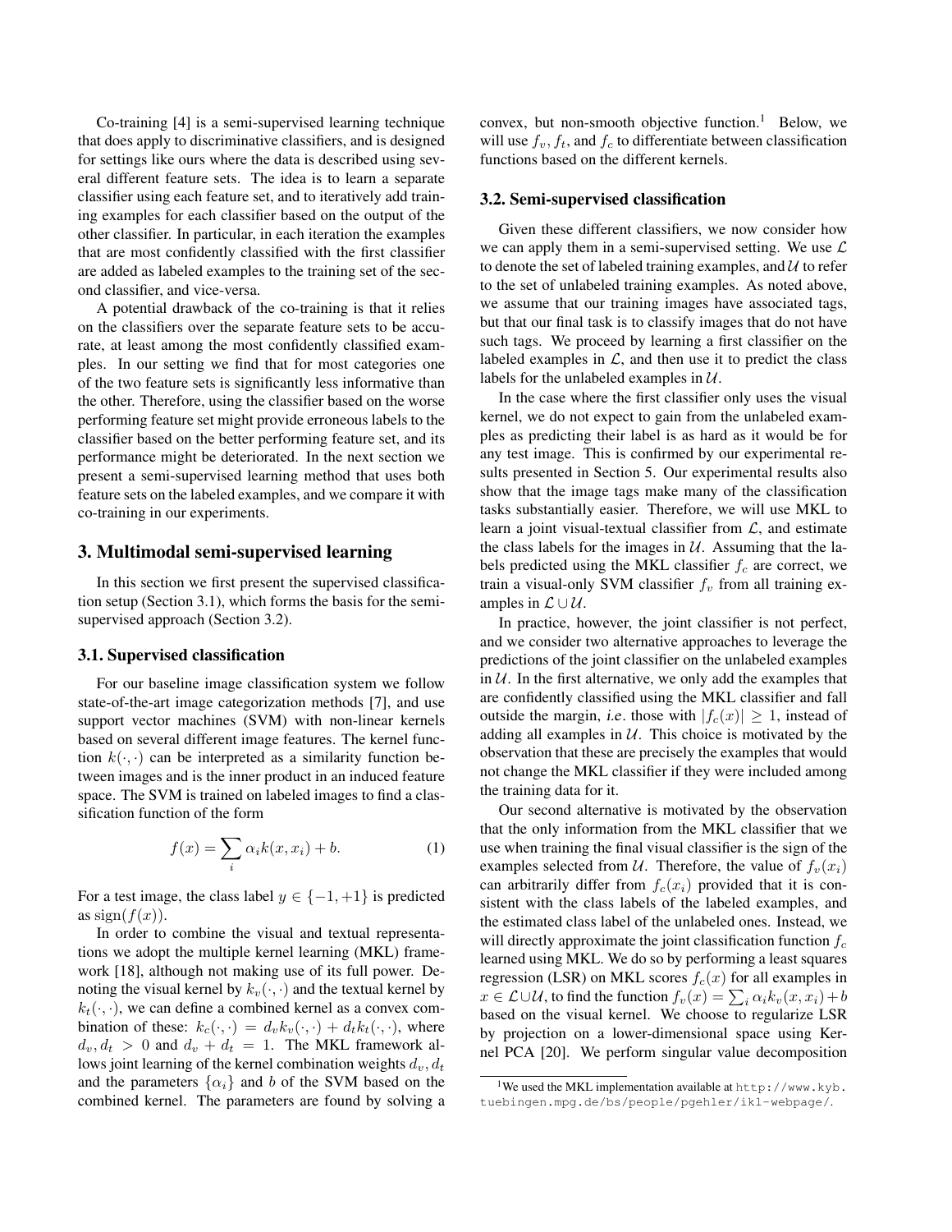Co-training [4] is a semi-supervised learning technique that does apply to discriminative classifiers, and is designed for settings like ours where the data is described using several different feature sets. The idea is to learn a separate classifier using each feature set, and to iteratively add training examples for each classifier based on the output of the other classifier. In particular, in each iteration the examples that are most confidently classified with the first classifier are added as labeled examples to the training set of the second classifier, and vice-versa.

A potential drawback of the co-training is that it relies on the classifiers over the separate feature sets to be accurate, at least among the most confidently classified examples. In our setting we find that for most categories one of the two feature sets is significantly less informative than the other. Therefore, using the classifier based on the worse performing feature set might provide erroneous labels to the classifier based on the better performing feature set, and its performance might be deteriorated. In the next section we present a semi-supervised learning method that uses both feature sets on the labeled examples, and we compare it with co-training in our experiments.

## 3. Multimodal semi-supervised learning

In this section we first present the supervised classification setup (Section 3.1), which forms the basis for the semi-supervised approach (Section 3.2).

### 3.1. Supervised classification

For our baseline image classification system we follow state-of-the-art image categorization methods [7], and use support vector machines (SVM) with non-linear kernels based on several different image features. The kernel function $k(\cdot, \cdot)$ can be interpreted as a similarity function between images and is the inner product in an induced feature space. The SVM is trained on labeled images to find a classification function of the form

$$f(x) = \sum_i \alpha_i k(x, x_i) + b. \quad (1)$$

For a test image, the class label $y \in \{-1, +1\}$ is predicted as $\text{sign}(f(x))$.

In order to combine the visual and textual representations we adopt the multiple kernel learning (MKL) framework [18], although not making use of its full power. Denoting the visual kernel by $k_v(\cdot, \cdot)$ and the textual kernel by $k_t(\cdot, \cdot)$, we can define a combined kernel as a convex combination of these: $k_c(\cdot, \cdot) = d_v k_v(\cdot, \cdot) + d_t k_t(\cdot, \cdot)$, where $d_v, d_t > 0$ and $d_v + d_t = 1$. The MKL framework allows joint learning of the kernel combination weights $d_v, d_t$ and the parameters $\{\alpha_i\}$ and $b$ of the SVM based on the combined kernel. The parameters are found by solving a convex, but non-smooth objective function.[1] Below, we will use $f_v$, $f_t$, and $f_c$ to differentiate between classification functions based on the different kernels.

### 3.2. Semi-supervised classification

Given these different classifiers, we now consider how we can apply them in a semi-supervised setting. We use $\mathcal{L}$ to denote the set of labeled training examples, and $\mathcal{U}$ to refer to the set of unlabeled training examples. As noted above, we assume that our training images have associated tags, but that our final task is to classify images that do not have such tags. We proceed by learning a first classifier on the labeled examples in $\mathcal{L}$, and then use it to predict the class labels for the unlabeled examples in $\mathcal{U}$.

In the case where the first classifier only uses the visual kernel, we do not expect to gain from the unlabeled examples as predicting their label is as hard as it would be for any test image. This is confirmed by our experimental results presented in Section 5. Our experimental results also show that the image tags make many of the classification tasks substantially easier. Therefore, we will use MKL to learn a joint visual-textual classifier from $\mathcal{L}$, and estimate the class labels for the images in $\mathcal{U}$. Assuming that the labels predicted using the MKL classifier $f_c$ are correct, we train a visual-only SVM classifier $f_v$ from all training examples in $\mathcal{L} \cup \mathcal{U}$.

In practice, however, the joint classifier is not perfect, and we consider two alternative approaches to leverage the predictions of the joint classifier on the unlabeled examples in $\mathcal{U}$. In the first alternative, we only add the examples that are confidently classified using the MKL classifier and fall outside the margin, *i.e.* those with $|f_c(x)| \geq 1$, instead of adding all examples in $\mathcal{U}$. This choice is motivated by the observation that these are precisely the examples that would not change the MKL classifier if they were included among the training data for it.

Our second alternative is motivated by the observation that the only information from the MKL classifier that we use when training the final visual classifier is the sign of the examples selected from $\mathcal{U}$. Therefore, the value of $f_v(x_i)$ can arbitrarily differ from $f_c(x_i)$ provided that it is consistent with the class labels of the labeled examples, and the estimated class label of the unlabeled ones. Instead, we will directly approximate the joint classification function $f_c$ learned using MKL. We do so by performing a least squares regression (LSR) on MKL scores $f_c(x)$ for all examples in $x \in \mathcal{L} \cup \mathcal{U}$, to find the function $f_v(x) = \sum_i \alpha_i k_v(x, x_i) + b$ based on the visual kernel. We choose to regularize LSR by projection on a lower-dimensional space using Kernel PCA [20]. We perform singular value decomposition

[1] We used the MKL implementation available at http://www.kyb.tuebingen.mpg.de/bs/people/pgehler/ikl-webpage/.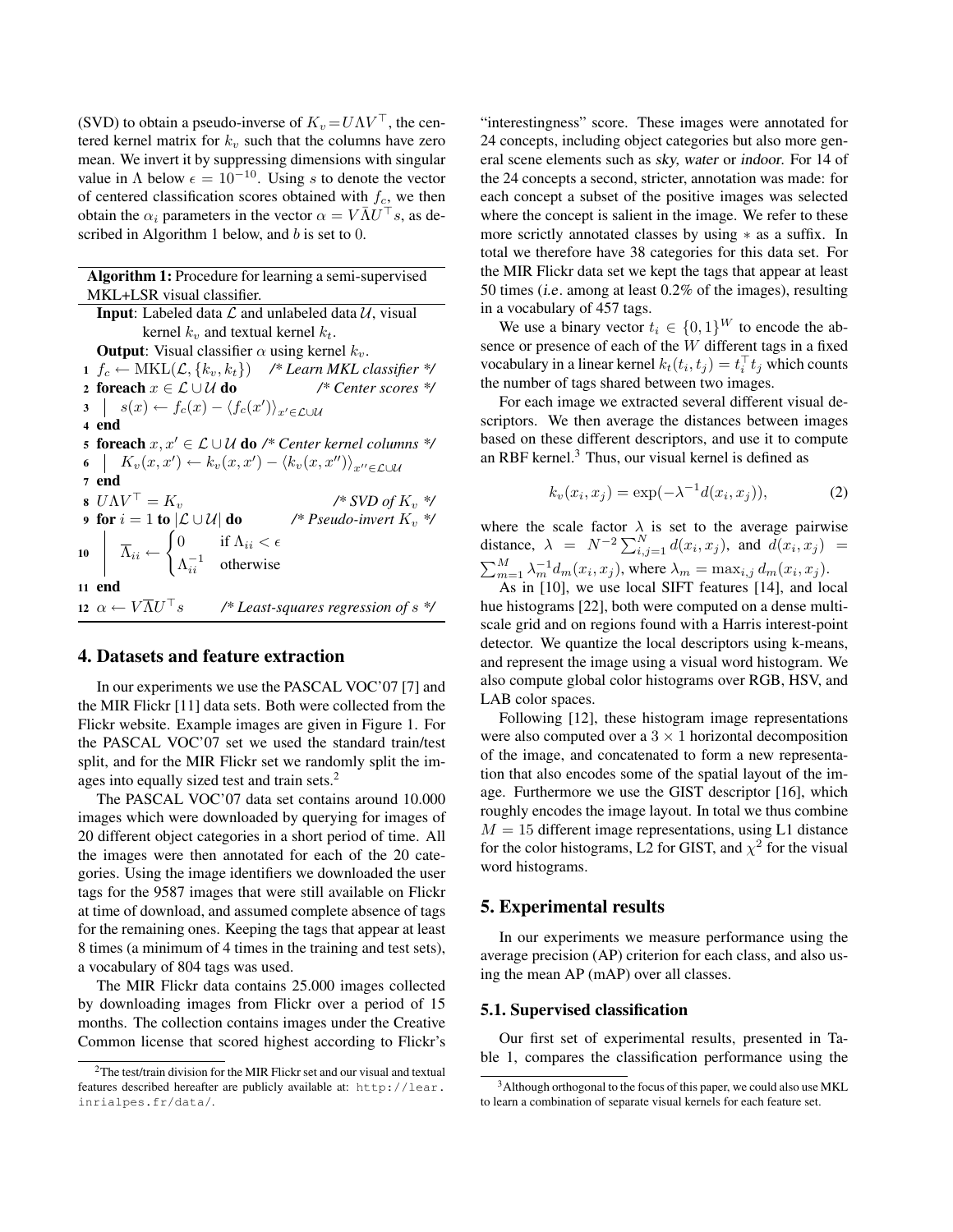(SVD) to obtain a pseudo-inverse of $K_v = U\Lambda V^\top$, the centered kernel matrix for $k_v$ such that the columns have zero mean. We invert it by suppressing dimensions with singular value in $\Lambda$ below $\epsilon = 10^{-10}$. Using $s$ to denote the vector of centered classification scores obtained with $f_c$, we then obtain the $\alpha_i$ parameters in the vector $\alpha = V\bar{\Lambda}U^\top s$, as described in Algorithm 1 below, and $b$ is set to 0.

**Algorithm 1:** Procedure for learning a semi-supervised MKL+LSR visual classifier.

**Input**: Labeled data $\mathcal{L}$ and unlabeled data $\mathcal{U}$, visual kernel $k_v$ and textual kernel $k_t$.

**Output**: Visual classifier $\alpha$ using kernel $k_v$.

```
1  f_c ← MKL(L, {k_v, k_t})                 /* Learn MKL classifier */
2  foreach x ∈ L ∪ U do                      /* Center scores */
3      s(x) ← f_c(x) − ⟨f_c(x')⟩_{x' ∈ L∪U}
4  end
5  foreach x, x' ∈ L ∪ U do                  /* Center kernel columns */
6      K_v(x, x') ← k_v(x, x') − ⟨k_v(x, x'')⟩_{x'' ∈ L∪U}
7  end
8  UΛV^⊤ = K_v                               /* SVD of K_v */
9  for i = 1 to |L ∪ U| do                   /* Pseudo-invert K_v */
10     Λ̄_ii ← 0 if Λ_ii < ε ; Λ_ii^{-1} otherwise
11 end
12 α ← VΛ̄U^⊤ s                               /* Least-squares regression of s */
```

Line 10: $\overline{\Lambda}_{ii} \leftarrow \begin{cases} 0 & \text{if } \Lambda_{ii} < \epsilon \\ \Lambda_{ii}^{-1} & \text{otherwise} \end{cases}$

## 4. Datasets and feature extraction

In our experiments we use the PASCAL VOC'07 [7] and the MIR Flickr [11] data sets. Both were collected from the Flickr website. Example images are given in Figure 1. For the PASCAL VOC'07 set we used the standard train/test split, and for the MIR Flickr set we randomly split the images into equally sized test and train sets.[2]

The PASCAL VOC'07 data set contains around 10.000 images which were downloaded by querying for images of 20 different object categories in a short period of time. All the images were then annotated for each of the 20 categories. Using the image identifiers we downloaded the user tags for the 9587 images that were still available on Flickr at time of download, and assumed complete absence of tags for the remaining ones. Keeping the tags that appear at least 8 times (a minimum of 4 times in the training and test sets), a vocabulary of 804 tags was used.

The MIR Flickr data contains 25.000 images collected by downloading images from Flickr over a period of 15 months. The collection contains images under the Creative Common license that scored highest according to Flickr's "interestingness" score. These images were annotated for 24 concepts, including object categories but also more general scene elements such as *sky*, *water* or *indoor*. For 14 of the 24 concepts a second, stricter, annotation was made: for each concept a subset of the positive images was selected where the concept is salient in the image. We refer to these more scrictly annotated classes by using $*$ as a suffix. In total we therefore have 38 categories for this data set. For the MIR Flickr data set we kept the tags that appear at least 50 times (*i.e.* among at least 0.2% of the images), resulting in a vocabulary of 457 tags.

We use a binary vector $t_i \in \{0,1\}^W$ to encode the absence or presence of each of the $W$ different tags in a fixed vocabulary in a linear kernel $k_t(t_i, t_j) = t_i^\top t_j$ which counts the number of tags shared between two images.

For each image we extracted several different visual descriptors. We then average the distances between images based on these different descriptors, and use it to compute an RBF kernel.[3] Thus, our visual kernel is defined as

$$k_v(x_i, x_j) = \exp(-\lambda^{-1} d(x_i, x_j)), \tag{2}$$

where the scale factor $\lambda$ is set to the average pairwise distance, $\lambda = N^{-2} \sum_{i,j=1}^{N} d(x_i, x_j)$, and $d(x_i, x_j) = \sum_{m=1}^{M} \lambda_m^{-1} d_m(x_i, x_j)$, where $\lambda_m = \max_{i,j} d_m(x_i, x_j)$.

As in [10], we use local SIFT features [14], and local hue histograms [22], both were computed on a dense multi-scale grid and on regions found with a Harris interest-point detector. We quantize the local descriptors using k-means, and represent the image using a visual word histogram. We also compute global color histograms over RGB, HSV, and LAB color spaces.

Following [12], these histogram image representations were also computed over a $3 \times 1$ horizontal decomposition of the image, and concatenated to form a new representation that also encodes some of the spatial layout of the image. Furthermore we use the GIST descriptor [16], which roughly encodes the image layout. In total we thus combine $M = 15$ different image representations, using L1 distance for the color histograms, L2 for GIST, and $\chi^2$ for the visual word histograms.

## 5. Experimental results

In our experiments we measure performance using the average precision (AP) criterion for each class, and also using the mean AP (mAP) over all classes.

### 5.1. Supervised classification

Our first set of experimental results, presented in Table 1, compares the classification performance using the

[2] The test/train division for the MIR Flickr set and our visual and textual features described hereafter are publicly available at: http://lear.inrialpes.fr/data/.

[3] Although orthogonal to the focus of this paper, we could also use MKL to learn a combination of separate visual kernels for each feature set.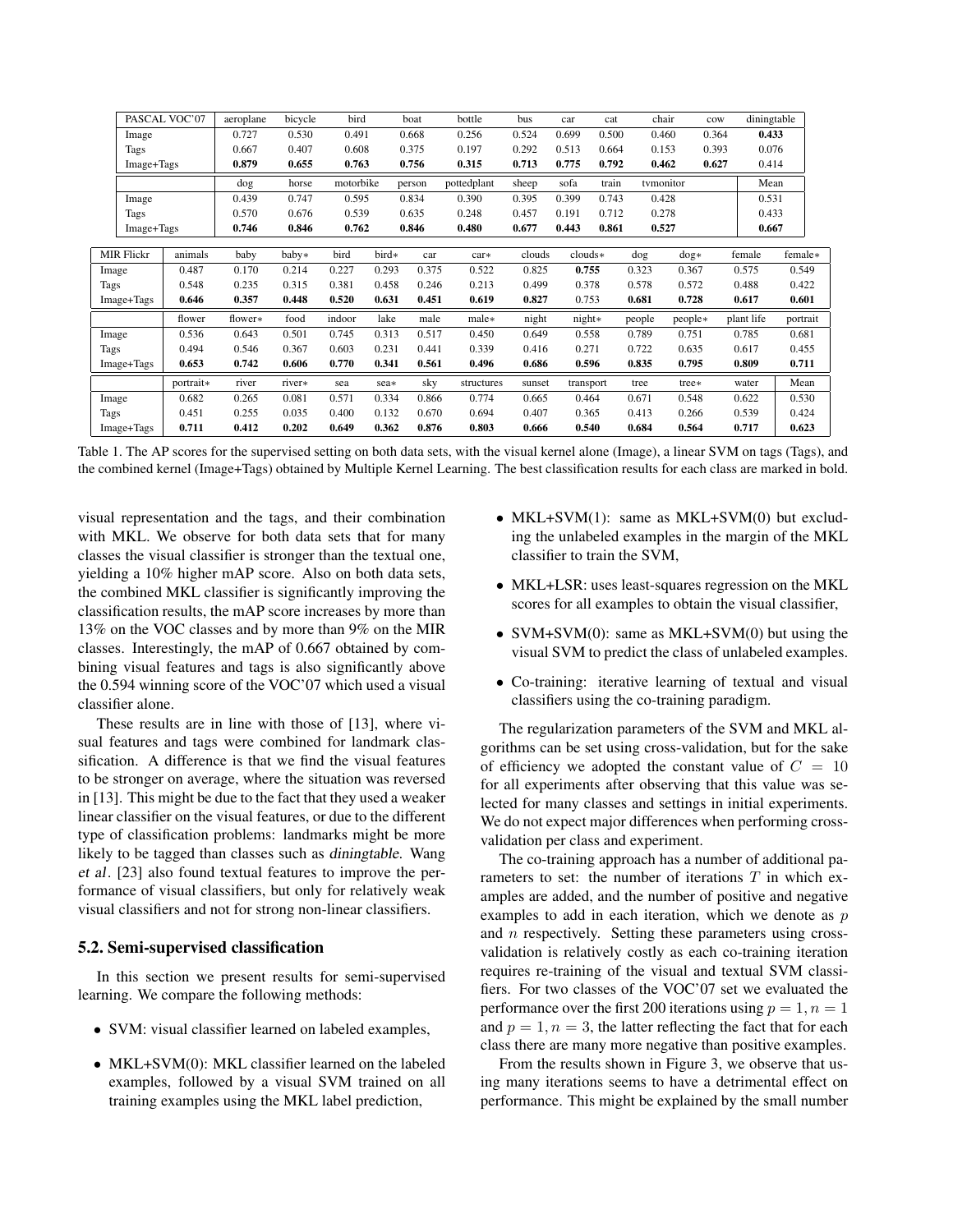| PASCAL VOC'07 | aeroplane | bicycle | bird | boat | bottle | bus | car | cat | chair | cow | diningtable |
|---|---|---|---|---|---|---|---|---|---|---|---|
| Image | 0.727 | 0.530 | 0.491 | 0.668 | 0.256 | 0.524 | 0.699 | 0.500 | 0.460 | 0.364 | **0.433** |
| Tags | 0.667 | 0.407 | 0.608 | 0.375 | 0.197 | 0.292 | 0.513 | 0.664 | 0.153 | 0.393 | 0.076 |
| Image+Tags | **0.879** | **0.655** | **0.763** | **0.756** | **0.315** | **0.713** | **0.775** | **0.792** | **0.462** | **0.627** | 0.414 |
| | dog | horse | motorbike | person | pottedplant | sheep | sofa | train | tvmonitor | | Mean |
| Image | 0.439 | 0.747 | 0.595 | 0.834 | 0.390 | 0.395 | 0.399 | 0.743 | 0.428 | | 0.531 |
| Tags | 0.570 | 0.676 | 0.539 | 0.635 | 0.248 | 0.457 | 0.191 | 0.712 | 0.278 | | 0.433 |
| Image+Tags | **0.746** | **0.846** | **0.762** | **0.846** | **0.480** | **0.677** | **0.443** | **0.861** | **0.527** | | **0.667** |

| MIR Flickr | animals | baby | baby* | bird | bird* | car | car* | clouds | clouds* | dog | dog* | female | female* |
|---|---|---|---|---|---|---|---|---|---|---|---|---|---|
| Image | 0.487 | 0.170 | 0.214 | 0.227 | 0.293 | 0.375 | 0.522 | 0.825 | **0.755** | 0.323 | 0.367 | 0.575 | 0.549 |
| Tags | 0.548 | 0.235 | 0.315 | 0.381 | 0.458 | 0.246 | 0.213 | 0.499 | 0.378 | 0.578 | 0.572 | 0.488 | 0.422 |
| Image+Tags | **0.646** | **0.357** | **0.448** | **0.520** | **0.631** | **0.451** | **0.619** | **0.827** | 0.753 | **0.681** | **0.728** | **0.617** | **0.601** |
| | flower | flower* | food | indoor | lake | male | male* | night | night* | people | people* | plant life | portrait |
| Image | 0.536 | 0.643 | 0.501 | 0.745 | 0.313 | 0.517 | 0.450 | 0.649 | 0.558 | 0.789 | 0.751 | 0.785 | 0.681 |
| Tags | 0.494 | 0.546 | 0.367 | 0.603 | 0.231 | 0.441 | 0.339 | 0.416 | 0.271 | 0.722 | 0.635 | 0.617 | 0.455 |
| Image+Tags | **0.653** | **0.742** | **0.606** | **0.770** | **0.341** | **0.561** | **0.496** | **0.686** | **0.596** | **0.835** | **0.795** | **0.809** | **0.711** |
| | portrait* | river | river* | sea | sea* | sky | structures | sunset | transport | tree | tree* | water | Mean |
| Image | 0.682 | 0.265 | 0.081 | 0.571 | 0.334 | 0.866 | 0.774 | 0.665 | 0.464 | 0.671 | 0.548 | 0.622 | 0.530 |
| Tags | 0.451 | 0.255 | 0.035 | 0.400 | 0.132 | 0.670 | 0.694 | 0.407 | 0.365 | 0.413 | 0.266 | 0.539 | 0.424 |
| Image+Tags | **0.711** | **0.412** | **0.202** | **0.649** | **0.362** | **0.876** | **0.803** | **0.666** | **0.540** | **0.684** | **0.564** | **0.717** | **0.623** |

Table 1. The AP scores for the supervised setting on both data sets, with the visual kernel alone (Image), a linear SVM on tags (Tags), and the combined kernel (Image+Tags) obtained by Multiple Kernel Learning. The best classification results for each class are marked in bold.

visual representation and the tags, and their combination with MKL. We observe for both data sets that for many classes the visual classifier is stronger than the textual one, yielding a 10% higher mAP score. Also on both data sets, the combined MKL classifier is significantly improving the classification results, the mAP score increases by more than 13% on the VOC classes and by more than 9% on the MIR classes. Interestingly, the mAP of 0.667 obtained by combining visual features and tags is also significantly above the 0.594 winning score of the VOC'07 which used a visual classifier alone.

These results are in line with those of [13], where visual features and tags were combined for landmark classification. A difference is that we find the visual features to be stronger on average, where the situation was reversed in [13]. This might be due to the fact that they used a weaker linear classifier on the visual features, or due to the different type of classification problems: landmarks might be more likely to be tagged than classes such as *diningtable*. Wang *et al*. [23] also found textual features to improve the performance of visual classifiers, but only for relatively weak visual classifiers and not for strong non-linear classifiers.

### 5.2. Semi-supervised classification

In this section we present results for semi-supervised learning. We compare the following methods:

- SVM: visual classifier learned on labeled examples,
- MKL+SVM(0): MKL classifier learned on the labeled examples, followed by a visual SVM trained on all training examples using the MKL label prediction,
- MKL+SVM(1): same as MKL+SVM(0) but excluding the unlabeled examples in the margin of the MKL classifier to train the SVM,
- MKL+LSR: uses least-squares regression on the MKL scores for all examples to obtain the visual classifier,
- SVM+SVM(0): same as MKL+SVM(0) but using the visual SVM to predict the class of unlabeled examples.
- Co-training: iterative learning of textual and visual classifiers using the co-training paradigm.

The regularization parameters of the SVM and MKL algorithms can be set using cross-validation, but for the sake of efficiency we adopted the constant value of $C = 10$ for all experiments after observing that this value was selected for many classes and settings in initial experiments. We do not expect major differences when performing cross-validation per class and experiment.

The co-training approach has a number of additional parameters to set: the number of iterations $T$ in which examples are added, and the number of positive and negative examples to add in each iteration, which we denote as $p$ and $n$ respectively. Setting these parameters using cross-validation is relatively costly as each co-training iteration requires re-training of the visual and textual SVM classifiers. For two classes of the VOC'07 set we evaluated the performance over the first 200 iterations using $p = 1, n = 1$ and $p = 1, n = 3$, the latter reflecting the fact that for each class there are many more negative than positive examples.

From the results shown in Figure 3, we observe that using many iterations seems to have a detrimental effect on performance. This might be explained by the small number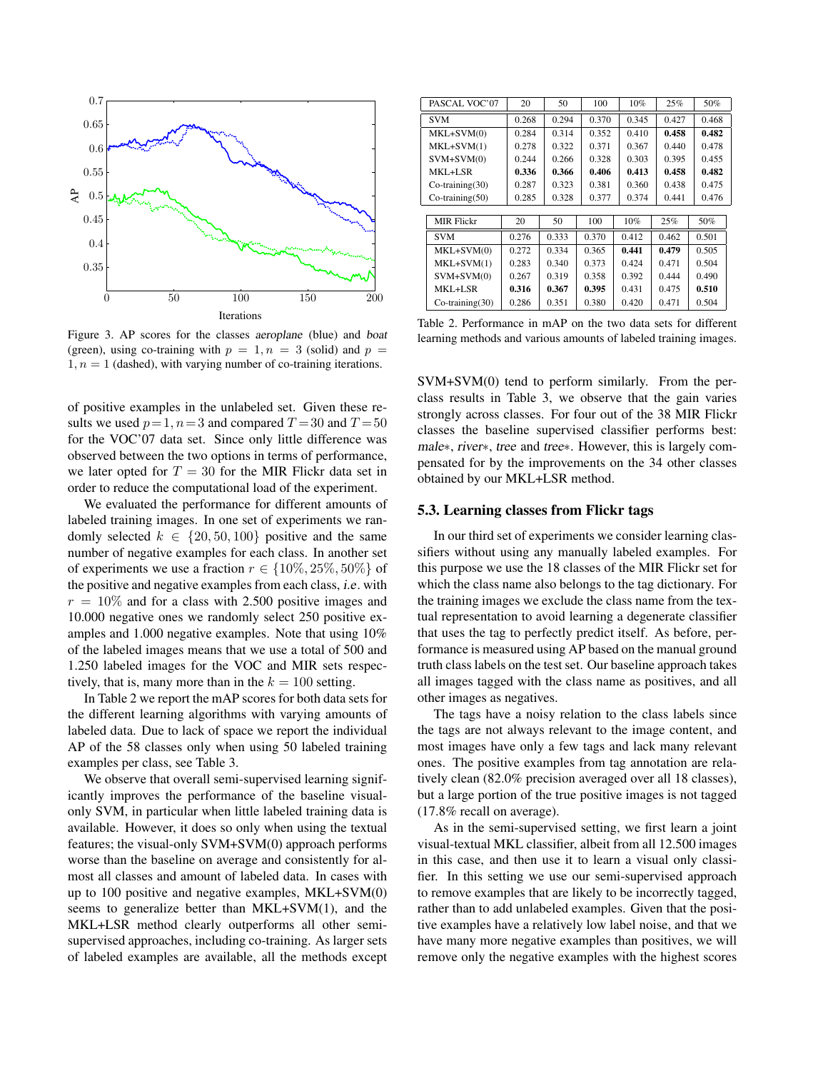Figure 3. AP scores for the classes *aeroplane* (blue) and *boat* (green), using co-training with $p = 1, n = 3$ (solid) and $p = 1, n = 1$ (dashed), with varying number of co-training iterations.

of positive examples in the unlabeled set. Given these results we used $p=1, n=3$ and compared $T=30$ and $T=50$ for the VOC'07 data set. Since only little difference was observed between the two options in terms of performance, we later opted for $T = 30$ for the MIR Flickr data set in order to reduce the computational load of the experiment.

We evaluated the performance for different amounts of labeled training images. In one set of experiments we randomly selected $k \in \{20, 50, 100\}$ positive and the same number of negative examples for each class. In another set of experiments we use a fraction $r \in \{10\%, 25\%, 50\%\}$ of the positive and negative examples from each class, *i.e.* with $r = 10\%$ and for a class with 2.500 positive images and 10.000 negative ones we randomly select 250 positive examples and 1.000 negative examples. Note that using 10% of the labeled images means that we use a total of 500 and 1.250 labeled images for the VOC and MIR sets respectively, that is, many more than in the $k = 100$ setting.

In Table 2 we report the mAP scores for both data sets for the different learning algorithms with varying amounts of labeled data. Due to lack of space we report the individual AP of the 58 classes only when using 50 labeled training examples per class, see Table 3.

We observe that overall semi-supervised learning significantly improves the performance of the baseline visual-only SVM, in particular when little labeled training data is available. However, it does so only when using the textual features; the visual-only SVM+SVM(0) approach performs worse than the baseline on average and consistently for almost all classes and amount of labeled data. In cases with up to 100 positive and negative examples, MKL+SVM(0) seems to generalize better than MKL+SVM(1), and the MKL+LSR method clearly outperforms all other semi-supervised approaches, including co-training. As larger sets of labeled examples are available, all the methods except

| PASCAL VOC'07 | 20 | 50 | 100 | 10% | 25% | 50% |
|---|---|---|---|---|---|---|
| SVM | 0.268 | 0.294 | 0.370 | 0.345 | 0.427 | 0.468 |
| MKL+SVM(0) | 0.284 | 0.314 | 0.352 | 0.410 | **0.458** | **0.482** |
| MKL+SVM(1) | 0.278 | 0.322 | 0.371 | 0.367 | 0.440 | 0.478 |
| SVM+SVM(0) | 0.244 | 0.266 | 0.328 | 0.303 | 0.395 | 0.455 |
| MKL+LSR | **0.336** | **0.366** | **0.406** | **0.413** | **0.458** | **0.482** |
| Co-training(30) | 0.287 | 0.323 | 0.381 | 0.360 | 0.438 | 0.475 |
| Co-training(50) | 0.285 | 0.328 | 0.377 | 0.374 | 0.441 | 0.476 |

| MIR Flickr | 20 | 50 | 100 | 10% | 25% | 50% |
|---|---|---|---|---|---|---|
| SVM | 0.276 | 0.333 | 0.370 | 0.412 | 0.462 | 0.501 |
| MKL+SVM(0) | 0.272 | 0.334 | 0.365 | **0.441** | **0.479** | 0.505 |
| MKL+SVM(1) | 0.283 | 0.340 | 0.373 | 0.424 | 0.471 | 0.504 |
| SVM+SVM(0) | 0.267 | 0.319 | 0.358 | 0.392 | 0.444 | 0.490 |
| MKL+LSR | **0.316** | **0.367** | **0.395** | 0.431 | 0.475 | **0.510** |
| Co-training(30) | 0.286 | 0.351 | 0.380 | 0.420 | 0.471 | 0.504 |

Table 2. Performance in mAP on the two data sets for different learning methods and various amounts of labeled training images.

SVM+SVM(0) tend to perform similarly. From the per-class results in Table 3, we observe that the gain varies strongly across classes. For four out of the 38 MIR Flickr classes the baseline supervised classifier performs best: *male∗*, *river∗*, *tree* and *tree∗*. However, this is largely compensated for by the improvements on the 34 other classes obtained by our MKL+LSR method.

### 5.3. Learning classes from Flickr tags

In our third set of experiments we consider learning classifiers without using any manually labeled examples. For this purpose we use the 18 classes of the MIR Flickr set for which the class name also belongs to the tag dictionary. For the training images we exclude the class name from the textual representation to avoid learning a degenerate classifier that uses the tag to perfectly predict itself. As before, performance is measured using AP based on the manual ground truth class labels on the test set. Our baseline approach takes all images tagged with the class name as positives, and all other images as negatives.

The tags have a noisy relation to the class labels since the tags are not always relevant to the image content, and most images have only a few tags and lack many relevant ones. The positive examples from tag annotation are relatively clean (82.0% precision averaged over all 18 classes), but a large portion of the true positive images is not tagged (17.8% recall on average).

As in the semi-supervised setting, we first learn a joint visual-textual MKL classifier, albeit from all 12.500 images in this case, and then use it to learn a visual only classifier. In this setting we use our semi-supervised approach to remove examples that are likely to be incorrectly tagged, rather than to add unlabeled examples. Given that the positive examples have a relatively low label noise, and that we have many more negative examples than positives, we will remove only the negative examples with the highest scores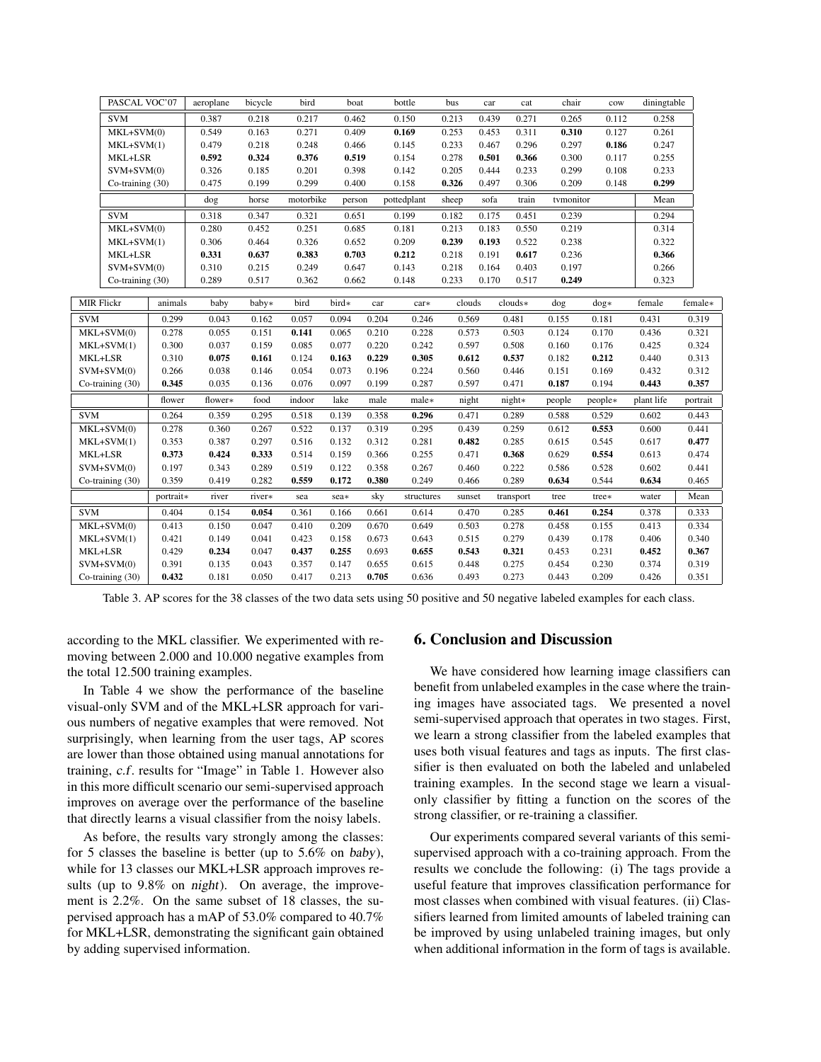| PASCAL VOC'07 | aeroplane | bicycle | bird | boat | bottle | bus | car | cat | chair | cow | diningtable |
|---|---|---|---|---|---|---|---|---|---|---|---|
| SVM | 0.387 | 0.218 | 0.217 | 0.462 | 0.150 | 0.213 | 0.439 | 0.271 | 0.265 | 0.112 | 0.258 |
| MKL+SVM(0) | 0.549 | 0.163 | 0.271 | 0.409 | **0.169** | 0.253 | 0.453 | 0.311 | **0.310** | 0.127 | 0.261 |
| MKL+SVM(1) | 0.479 | 0.218 | 0.248 | 0.466 | 0.145 | 0.233 | 0.467 | 0.296 | 0.297 | **0.186** | 0.247 |
| MKL+LSR | **0.592** | **0.324** | **0.376** | **0.519** | 0.154 | 0.278 | **0.501** | **0.366** | 0.300 | 0.117 | 0.255 |
| SVM+SVM(0) | 0.326 | 0.185 | 0.201 | 0.398 | 0.142 | 0.205 | 0.444 | 0.233 | 0.299 | 0.108 | 0.233 |
| Co-training (30) | 0.475 | 0.199 | 0.299 | 0.400 | 0.158 | **0.326** | 0.497 | 0.306 | 0.209 | 0.148 | **0.299** |
| | dog | horse | motorbike | person | pottedplant | sheep | sofa | train | tvmonitor | | Mean |
| SVM | 0.318 | 0.347 | 0.321 | 0.651 | 0.199 | 0.182 | 0.175 | 0.451 | 0.239 | | 0.294 |
| MKL+SVM(0) | 0.280 | 0.452 | 0.251 | 0.685 | 0.181 | 0.213 | 0.183 | 0.550 | 0.219 | | 0.314 |
| MKL+SVM(1) | 0.306 | 0.464 | 0.326 | 0.652 | 0.209 | **0.239** | **0.193** | 0.522 | 0.238 | | 0.322 |
| MKL+LSR | **0.331** | **0.637** | **0.383** | **0.703** | **0.212** | 0.218 | 0.191 | **0.617** | 0.236 | | **0.366** |
| SVM+SVM(0) | 0.310 | 0.215 | 0.249 | 0.647 | 0.143 | 0.218 | 0.164 | 0.403 | 0.197 | | 0.266 |
| Co-training (30) | 0.289 | 0.517 | 0.362 | 0.662 | 0.148 | 0.233 | 0.170 | 0.517 | **0.249** | | 0.323 |

| MIR Flickr | animals | baby | baby* | bird | bird* | car | car* | clouds | clouds* | dog | dog* | female | female* |
|---|---|---|---|---|---|---|---|---|---|---|---|---|---|
| SVM | 0.299 | 0.043 | 0.162 | 0.057 | 0.094 | 0.204 | 0.246 | 0.569 | 0.481 | 0.155 | 0.181 | 0.431 | 0.319 |
| MKL+SVM(0) | 0.278 | 0.055 | 0.151 | **0.141** | 0.065 | 0.210 | 0.228 | 0.573 | 0.503 | 0.124 | 0.170 | 0.436 | 0.321 |
| MKL+SVM(1) | 0.300 | 0.037 | 0.159 | 0.085 | 0.077 | 0.220 | 0.242 | 0.597 | 0.508 | 0.160 | 0.176 | 0.425 | 0.324 |
| MKL+LSR | 0.310 | **0.075** | **0.161** | 0.124 | **0.163** | **0.229** | **0.305** | **0.612** | **0.537** | 0.182 | **0.212** | 0.440 | 0.313 |
| SVM+SVM(0) | 0.266 | 0.038 | 0.146 | 0.054 | 0.073 | 0.196 | 0.224 | 0.560 | 0.446 | 0.151 | 0.169 | 0.432 | 0.312 |
| Co-training (30) | **0.345** | 0.035 | 0.136 | 0.076 | 0.097 | 0.199 | 0.287 | 0.597 | 0.471 | **0.187** | 0.194 | **0.443** | **0.357** |
| | flower | flower* | food | indoor | lake | male | male* | night | night* | people | people* | plant life | portrait |
| SVM | 0.264 | 0.359 | 0.295 | 0.518 | 0.139 | 0.358 | **0.296** | 0.471 | 0.289 | 0.588 | 0.529 | 0.602 | 0.443 |
| MKL+SVM(0) | 0.278 | 0.360 | 0.267 | 0.522 | 0.137 | 0.319 | 0.295 | 0.439 | 0.259 | 0.612 | **0.553** | 0.600 | 0.441 |
| MKL+SVM(1) | 0.353 | 0.387 | 0.297 | 0.516 | 0.132 | 0.312 | 0.281 | **0.482** | 0.285 | 0.615 | 0.545 | 0.617 | **0.477** |
| MKL+LSR | **0.373** | **0.424** | **0.333** | 0.514 | 0.159 | 0.366 | 0.255 | 0.471 | **0.368** | 0.629 | **0.554** | 0.613 | 0.474 |
| SVM+SVM(0) | 0.197 | 0.343 | 0.289 | 0.519 | 0.122 | 0.358 | 0.267 | 0.460 | 0.222 | 0.586 | 0.528 | 0.602 | 0.441 |
| Co-training (30) | 0.359 | 0.419 | 0.282 | **0.559** | **0.172** | **0.380** | 0.249 | 0.466 | 0.289 | **0.634** | 0.544 | **0.634** | 0.465 |
| | portrait* | river | river* | sea | sea* | sky | structures | sunset | transport | tree | tree* | water | Mean |
| SVM | 0.404 | 0.154 | **0.054** | 0.361 | 0.166 | 0.661 | 0.614 | 0.470 | 0.285 | **0.461** | **0.254** | 0.378 | 0.333 |
| MKL+SVM(0) | 0.413 | 0.150 | 0.047 | 0.410 | 0.209 | 0.670 | 0.649 | 0.503 | 0.278 | 0.458 | 0.155 | 0.413 | 0.334 |
| MKL+SVM(1) | 0.421 | 0.149 | 0.041 | 0.423 | 0.158 | 0.673 | 0.643 | 0.515 | 0.279 | 0.439 | 0.178 | 0.406 | 0.340 |
| MKL+LSR | 0.429 | **0.234** | 0.047 | **0.437** | **0.255** | 0.693 | **0.655** | **0.543** | **0.321** | 0.453 | 0.231 | **0.452** | **0.367** |
| SVM+SVM(0) | 0.391 | 0.135 | 0.043 | 0.357 | 0.147 | 0.655 | 0.615 | 0.448 | 0.275 | 0.454 | 0.230 | 0.374 | 0.319 |
| Co-training (30) | **0.432** | 0.181 | 0.050 | 0.417 | 0.213 | **0.705** | 0.636 | 0.493 | 0.273 | 0.443 | 0.209 | 0.426 | 0.351 |

Table 3. AP scores for the 38 classes of the two data sets using 50 positive and 50 negative labeled examples for each class.

according to the MKL classifier. We experimented with removing between 2.000 and 10.000 negative examples from the total 12.500 training examples.

In Table 4 we show the performance of the baseline visual-only SVM and of the MKL+LSR approach for various numbers of negative examples that were removed. Not surprisingly, when learning from the user tags, AP scores are lower than those obtained using manual annotations for training, *c.f.* results for "Image" in Table 1. However also in this more difficult scenario our semi-supervised approach improves on average over the performance of the baseline that directly learns a visual classifier from the noisy labels.

As before, the results vary strongly among the classes: for 5 classes the baseline is better (up to 5.6% on *baby*), while for 13 classes our MKL+LSR approach improves results (up to 9.8% on *night*). On average, the improvement is 2.2%. On the same subset of 18 classes, the supervised approach has a mAP of 53.0% compared to 40.7% for MKL+LSR, demonstrating the significant gain obtained by adding supervised information.

## 6. Conclusion and Discussion

We have considered how learning image classifiers can benefit from unlabeled examples in the case where the training images have associated tags. We presented a novel semi-supervised approach that operates in two stages. First, we learn a strong classifier from the labeled examples that uses both visual features and tags as inputs. The first classifier is then evaluated on both the labeled and unlabeled training examples. In the second stage we learn a visual-only classifier by fitting a function on the scores of the strong classifier, or re-training a classifier.

Our experiments compared several variants of this semi-supervised approach with a co-training approach. From the results we conclude the following: (i) The tags provide a useful feature that improves classification performance for most classes when combined with visual features. (ii) Classifiers learned from limited amounts of labeled training can be improved by using unlabeled training images, but only when additional information in the form of tags is available.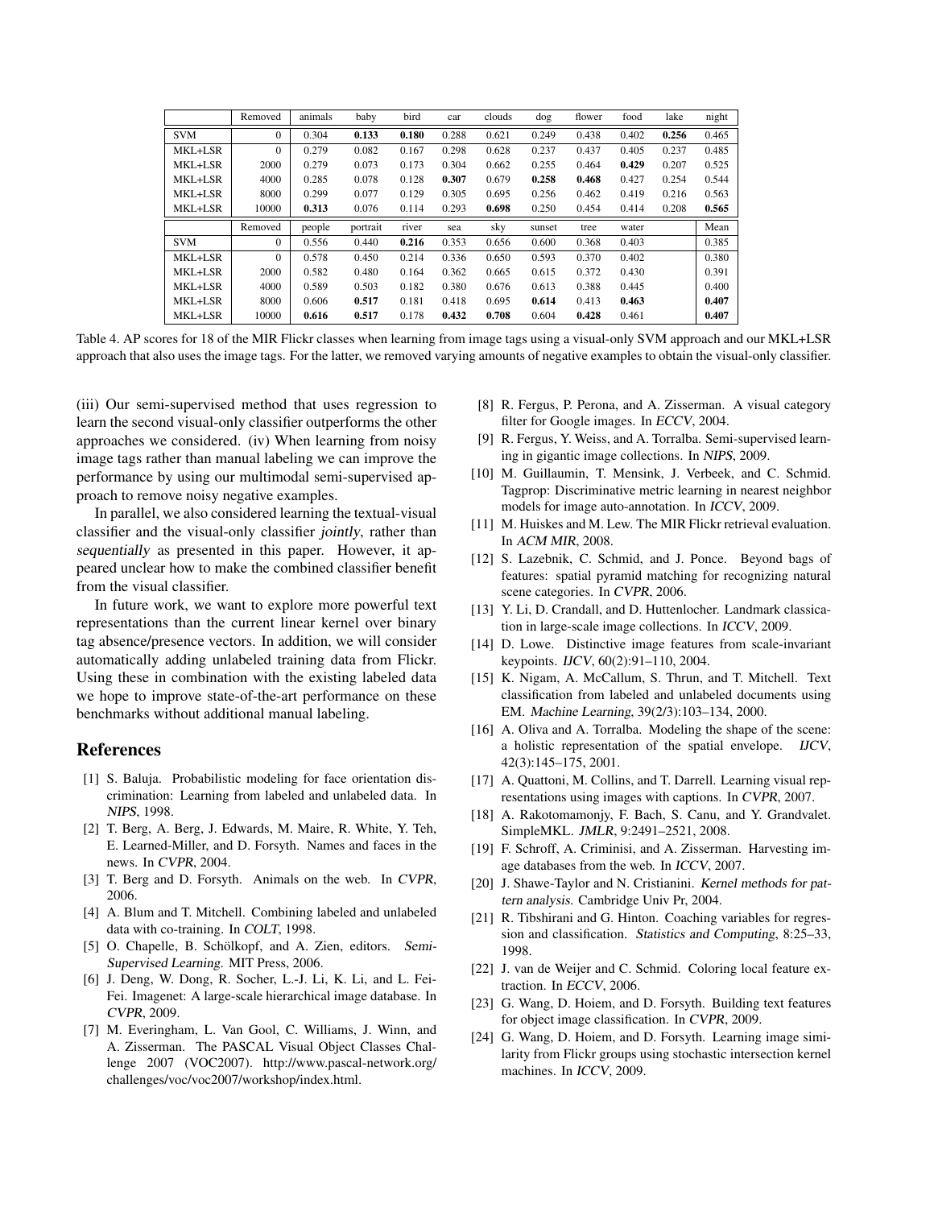| | Removed | animals | baby | bird | car | clouds | dog | flower | food | lake | night |
|---|---|---|---|---|---|---|---|---|---|---|---|
| SVM | 0 | 0.304 | **0.133** | **0.180** | 0.288 | 0.621 | 0.249 | 0.438 | 0.402 | **0.256** | 0.465 |
| MKL+LSR | 0 | 0.279 | 0.082 | 0.167 | 0.298 | 0.628 | 0.237 | 0.437 | 0.405 | 0.237 | 0.485 |
| MKL+LSR | 2000 | 0.279 | 0.073 | 0.173 | 0.304 | 0.662 | 0.255 | 0.464 | **0.429** | 0.207 | 0.525 |
| MKL+LSR | 4000 | 0.285 | 0.078 | 0.128 | **0.307** | 0.679 | **0.258** | **0.468** | 0.427 | 0.254 | 0.544 |
| MKL+LSR | 8000 | 0.299 | 0.077 | 0.129 | 0.305 | 0.695 | 0.256 | 0.462 | 0.419 | 0.216 | 0.563 |
| MKL+LSR | 10000 | **0.313** | 0.076 | 0.114 | 0.293 | **0.698** | 0.250 | 0.454 | 0.414 | 0.208 | **0.565** |
| | Removed | people | portrait | river | sea | sky | sunset | tree | water | | Mean |
| SVM | 0 | 0.556 | 0.440 | **0.216** | 0.353 | 0.656 | 0.600 | 0.368 | 0.403 | | 0.385 |
| MKL+LSR | 0 | 0.578 | 0.450 | 0.214 | 0.336 | 0.650 | 0.593 | 0.370 | 0.402 | | 0.380 |
| MKL+LSR | 2000 | 0.582 | 0.480 | 0.164 | 0.362 | 0.665 | 0.615 | 0.372 | 0.430 | | 0.391 |
| MKL+LSR | 4000 | 0.589 | 0.503 | 0.182 | 0.380 | 0.676 | 0.613 | 0.388 | 0.445 | | 0.400 |
| MKL+LSR | 8000 | 0.606 | **0.517** | 0.181 | 0.418 | 0.695 | **0.614** | 0.413 | **0.463** | | **0.407** |
| MKL+LSR | 10000 | **0.616** | **0.517** | 0.178 | **0.432** | **0.708** | 0.604 | **0.428** | 0.461 | | **0.407** |

Table 4. AP scores for 18 of the MIR Flickr classes when learning from image tags using a visual-only SVM approach and our MKL+LSR approach that also uses the image tags. For the latter, we removed varying amounts of negative examples to obtain the visual-only classifier.

(iii) Our semi-supervised method that uses regression to learn the second visual-only classifier outperforms the other approaches we considered. (iv) When learning from noisy image tags rather than manual labeling we can improve the performance by using our multimodal semi-supervised approach to remove noisy negative examples.

In parallel, we also considered learning the textual-visual classifier and the visual-only classifier *jointly*, rather than *sequentially* as presented in this paper. However, it appeared unclear how to make the combined classifier benefit from the visual classifier.

In future work, we want to explore more powerful text representations than the current linear kernel over binary tag absence/presence vectors. In addition, we will consider automatically adding unlabeled training data from Flickr. Using these in combination with the existing labeled data we hope to improve state-of-the-art performance on these benchmarks without additional manual labeling.

## References

[1] S. Baluja. Probabilistic modeling for face orientation discrimination: Learning from labeled and unlabeled data. In *NIPS*, 1998.

[2] T. Berg, A. Berg, J. Edwards, M. Maire, R. White, Y. Teh, E. Learned-Miller, and D. Forsyth. Names and faces in the news. In *CVPR*, 2004.

[3] T. Berg and D. Forsyth. Animals on the web. In *CVPR*, 2006.

[4] A. Blum and T. Mitchell. Combining labeled and unlabeled data with co-training. In *COLT*, 1998.

[5] O. Chapelle, B. Schölkopf, and A. Zien, editors. *Semi-Supervised Learning*. MIT Press, 2006.

[6] J. Deng, W. Dong, R. Socher, L.-J. Li, K. Li, and L. Fei-Fei. Imagenet: A large-scale hierarchical image database. In *CVPR*, 2009.

[7] M. Everingham, L. Van Gool, C. Williams, J. Winn, and A. Zisserman. The PASCAL Visual Object Classes Challenge 2007 (VOC2007). http://www.pascal-network.org/challenges/voc/voc2007/workshop/index.html.

[8] R. Fergus, P. Perona, and A. Zisserman. A visual category filter for Google images. In *ECCV*, 2004.

[9] R. Fergus, Y. Weiss, and A. Torralba. Semi-supervised learning in gigantic image collections. In *NIPS*, 2009.

[10] M. Guillaumin, T. Mensink, J. Verbeek, and C. Schmid. Tagprop: Discriminative metric learning in nearest neighbor models for image auto-annotation. In *ICCV*, 2009.

[11] M. Huiskes and M. Lew. The MIR Flickr retrieval evaluation. In *ACM MIR*, 2008.

[12] S. Lazebnik, C. Schmid, and J. Ponce. Beyond bags of features: spatial pyramid matching for recognizing natural scene categories. In *CVPR*, 2006.

[13] Y. Li, D. Crandall, and D. Huttenlocher. Landmark classication in large-scale image collections. In *ICCV*, 2009.

[14] D. Lowe. Distinctive image features from scale-invariant keypoints. *IJCV*, 60(2):91–110, 2004.

[15] K. Nigam, A. McCallum, S. Thrun, and T. Mitchell. Text classification from labeled and unlabeled documents using EM. *Machine Learning*, 39(2/3):103–134, 2000.

[16] A. Oliva and A. Torralba. Modeling the shape of the scene: a holistic representation of the spatial envelope. *IJCV*, 42(3):145–175, 2001.

[17] A. Quattoni, M. Collins, and T. Darrell. Learning visual representations using images with captions. In *CVPR*, 2007.

[18] A. Rakotomamonjy, F. Bach, S. Canu, and Y. Grandvalet. SimpleMKL. *JMLR*, 9:2491–2521, 2008.

[19] F. Schroff, A. Criminisi, and A. Zisserman. Harvesting image databases from the web. In *ICCV*, 2007.

[20] J. Shawe-Taylor and N. Cristianini. *Kernel methods for pattern analysis*. Cambridge Univ Pr, 2004.

[21] R. Tibshirani and G. Hinton. Coaching variables for regression and classification. *Statistics and Computing*, 8:25–33, 1998.

[22] J. van de Weijer and C. Schmid. Coloring local feature extraction. In *ECCV*, 2006.

[23] G. Wang, D. Hoiem, and D. Forsyth. Building text features for object image classification. In *CVPR*, 2009.

[24] G. Wang, D. Hoiem, and D. Forsyth. Learning image similarity from Flickr groups using stochastic intersection kernel machines. In *ICCV*, 2009.